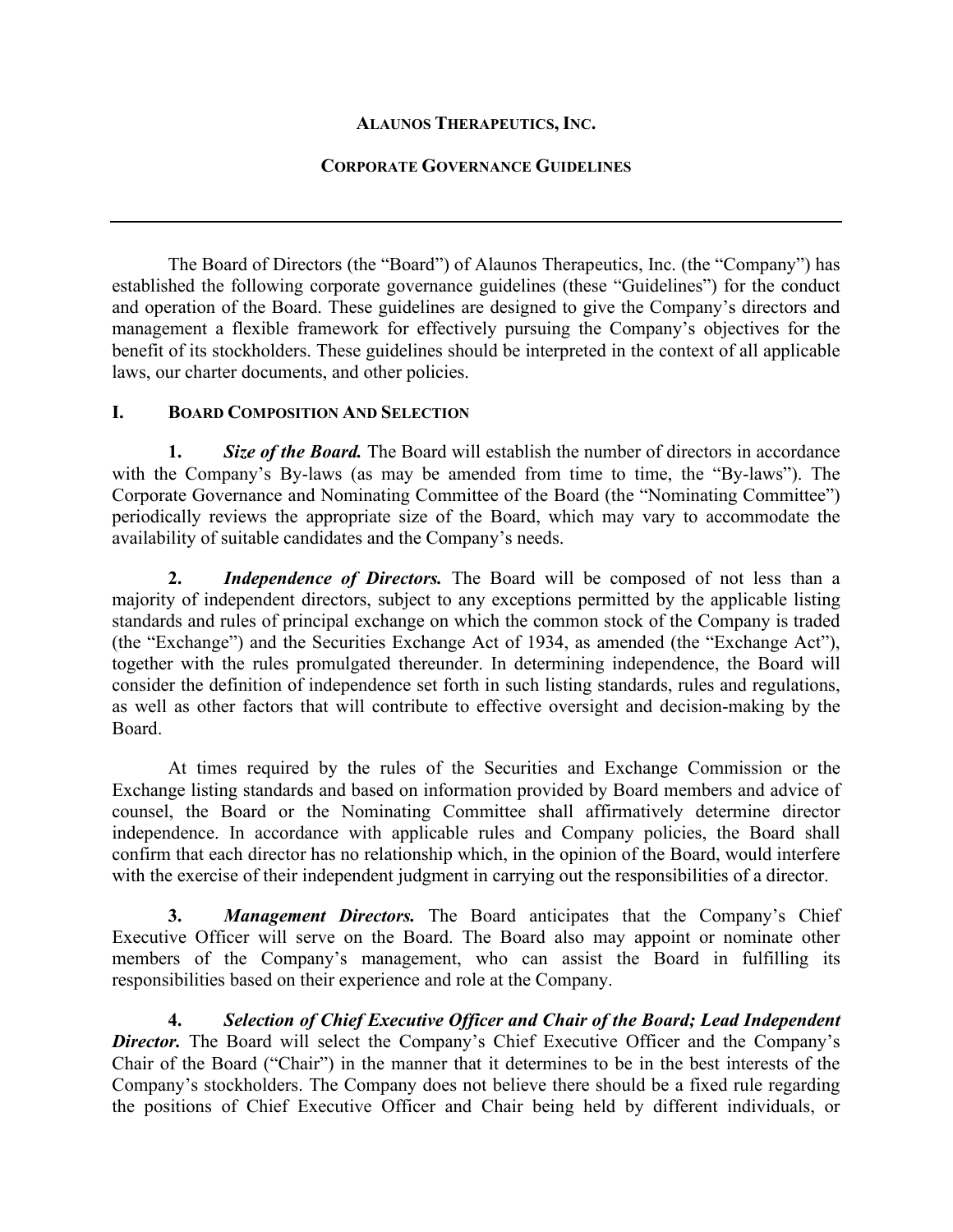# ALAUNOS THERAPEUTICS, INC.

## CORPORATE GOVERNANCE GUIDELINES

---

The Board of Directors (the "Board") of Alaunos Therapeutics, Inc. (the "Company") has established the following corporate governance guidelines (these "Guidelines") for the conduct and operation of the Board. These guidelines are designed to give the Company's directors and management a flexible framework for effectively pursuing the Company's objectives for the benefit of its stockholders. These guidelines should be interpreted in the context of all applicable laws, our charter documents, and other policies.

### I. BOARD COMPOSITION AND SELECTION

**1.** ***Size of the Board.*** The Board will establish the number of directors in accordance with the Company's By-laws (as may be amended from time to time, the "By-laws"). The Corporate Governance and Nominating Committee of the Board (the "Nominating Committee") periodically reviews the appropriate size of the Board, which may vary to accommodate the availability of suitable candidates and the Company's needs.

**2.** ***Independence of Directors.*** The Board will be composed of not less than a majority of independent directors, subject to any exceptions permitted by the applicable listing standards and rules of principal exchange on which the common stock of the Company is traded (the "Exchange") and the Securities Exchange Act of 1934, as amended (the "Exchange Act"), together with the rules promulgated thereunder. In determining independence, the Board will consider the definition of independence set forth in such listing standards, rules and regulations, as well as other factors that will contribute to effective oversight and decision-making by the Board.

At times required by the rules of the Securities and Exchange Commission or the Exchange listing standards and based on information provided by Board members and advice of counsel, the Board or the Nominating Committee shall affirmatively determine director independence. In accordance with applicable rules and Company policies, the Board shall confirm that each director has no relationship which, in the opinion of the Board, would interfere with the exercise of their independent judgment in carrying out the responsibilities of a director.

**3.** ***Management Directors.*** The Board anticipates that the Company's Chief Executive Officer will serve on the Board. The Board also may appoint or nominate other members of the Company's management, who can assist the Board in fulfilling its responsibilities based on their experience and role at the Company.

**4.** ***Selection of Chief Executive Officer and Chair of the Board; Lead Independent Director.*** The Board will select the Company's Chief Executive Officer and the Company's Chair of the Board ("Chair") in the manner that it determines to be in the best interests of the Company's stockholders. The Company does not believe there should be a fixed rule regarding the positions of Chief Executive Officer and Chair being held by different individuals, or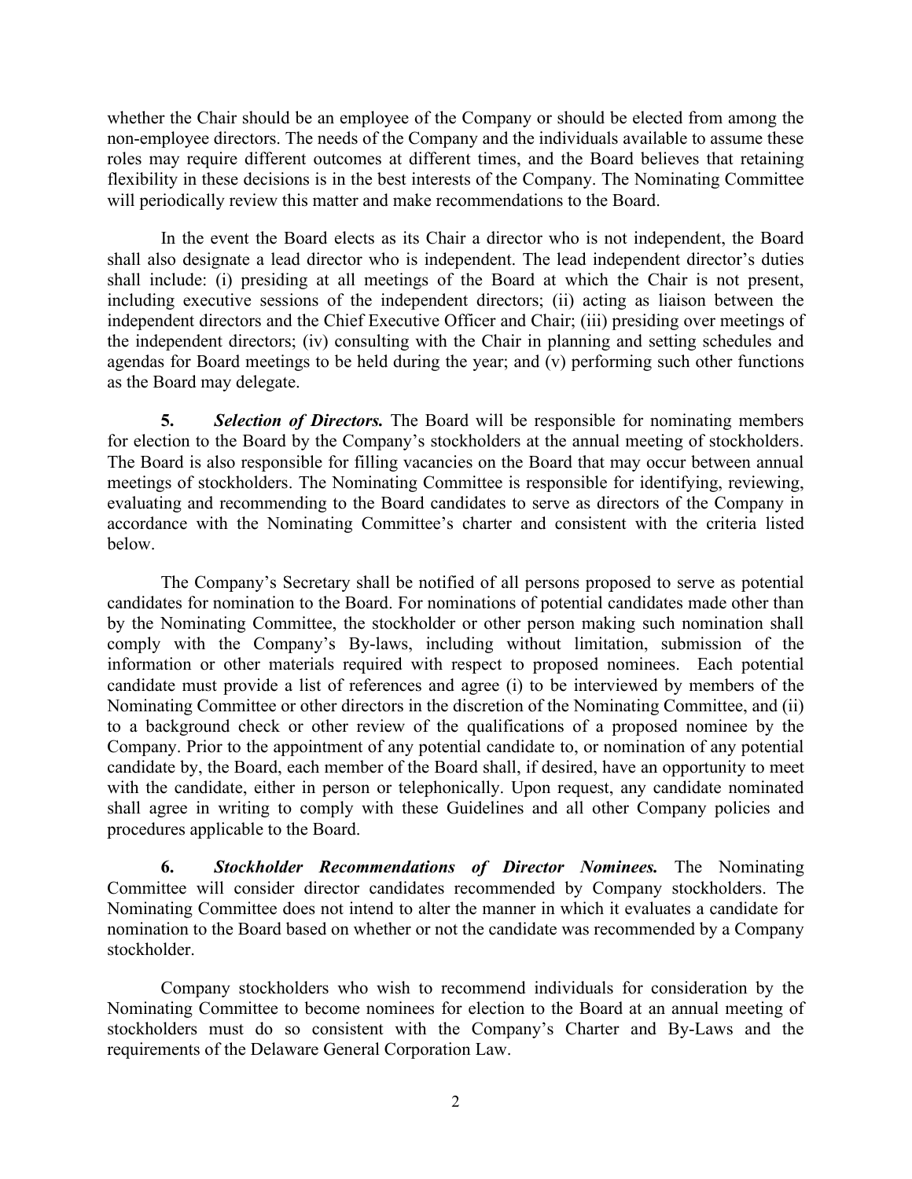whether the Chair should be an employee of the Company or should be elected from among the non-employee directors. The needs of the Company and the individuals available to assume these roles may require different outcomes at different times, and the Board believes that retaining flexibility in these decisions is in the best interests of the Company. The Nominating Committee will periodically review this matter and make recommendations to the Board.

In the event the Board elects as its Chair a director who is not independent, the Board shall also designate a lead director who is independent. The lead independent director's duties shall include: (i) presiding at all meetings of the Board at which the Chair is not present, including executive sessions of the independent directors; (ii) acting as liaison between the independent directors and the Chief Executive Officer and Chair; (iii) presiding over meetings of the independent directors; (iv) consulting with the Chair in planning and setting schedules and agendas for Board meetings to be held during the year; and (v) performing such other functions as the Board may delegate.

**5.** ***Selection of Directors.*** The Board will be responsible for nominating members for election to the Board by the Company's stockholders at the annual meeting of stockholders. The Board is also responsible for filling vacancies on the Board that may occur between annual meetings of stockholders. The Nominating Committee is responsible for identifying, reviewing, evaluating and recommending to the Board candidates to serve as directors of the Company in accordance with the Nominating Committee's charter and consistent with the criteria listed below.

The Company's Secretary shall be notified of all persons proposed to serve as potential candidates for nomination to the Board. For nominations of potential candidates made other than by the Nominating Committee, the stockholder or other person making such nomination shall comply with the Company's By-laws, including without limitation, submission of the information or other materials required with respect to proposed nominees. Each potential candidate must provide a list of references and agree (i) to be interviewed by members of the Nominating Committee or other directors in the discretion of the Nominating Committee, and (ii) to a background check or other review of the qualifications of a proposed nominee by the Company. Prior to the appointment of any potential candidate to, or nomination of any potential candidate by, the Board, each member of the Board shall, if desired, have an opportunity to meet with the candidate, either in person or telephonically. Upon request, any candidate nominated shall agree in writing to comply with these Guidelines and all other Company policies and procedures applicable to the Board.

**6.** ***Stockholder Recommendations of Director Nominees.*** The Nominating Committee will consider director candidates recommended by Company stockholders. The Nominating Committee does not intend to alter the manner in which it evaluates a candidate for nomination to the Board based on whether or not the candidate was recommended by a Company stockholder.

Company stockholders who wish to recommend individuals for consideration by the Nominating Committee to become nominees for election to the Board at an annual meeting of stockholders must do so consistent with the Company's Charter and By-Laws and the requirements of the Delaware General Corporation Law.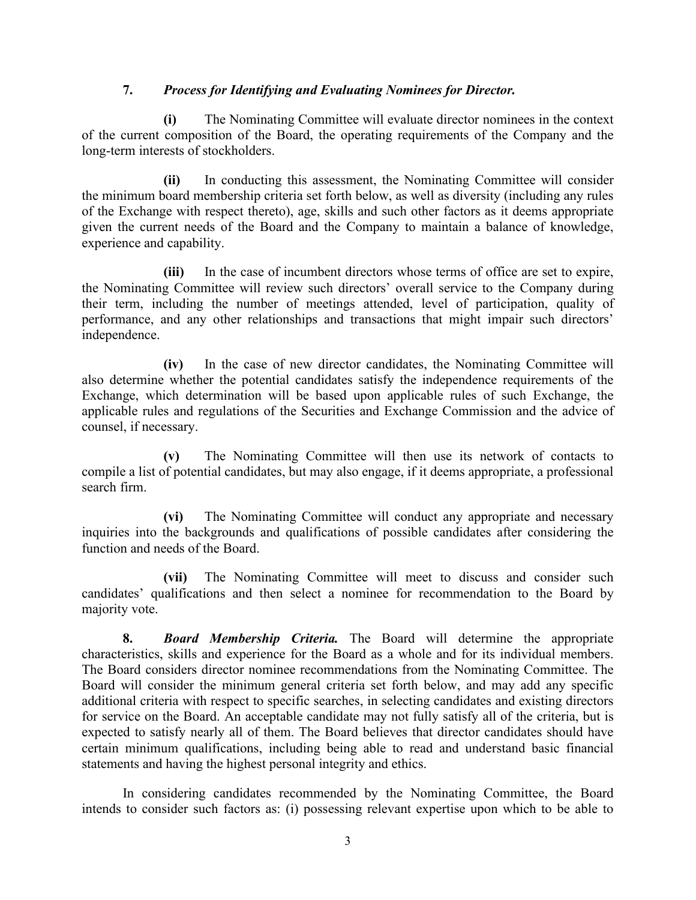**7.** ***Process for Identifying and Evaluating Nominees for Director.***

**(i)** The Nominating Committee will evaluate director nominees in the context of the current composition of the Board, the operating requirements of the Company and the long-term interests of stockholders.

**(ii)** In conducting this assessment, the Nominating Committee will consider the minimum board membership criteria set forth below, as well as diversity (including any rules of the Exchange with respect thereto), age, skills and such other factors as it deems appropriate given the current needs of the Board and the Company to maintain a balance of knowledge, experience and capability.

**(iii)** In the case of incumbent directors whose terms of office are set to expire, the Nominating Committee will review such directors' overall service to the Company during their term, including the number of meetings attended, level of participation, quality of performance, and any other relationships and transactions that might impair such directors' independence.

**(iv)** In the case of new director candidates, the Nominating Committee will also determine whether the potential candidates satisfy the independence requirements of the Exchange, which determination will be based upon applicable rules of such Exchange, the applicable rules and regulations of the Securities and Exchange Commission and the advice of counsel, if necessary.

**(v)** The Nominating Committee will then use its network of contacts to compile a list of potential candidates, but may also engage, if it deems appropriate, a professional search firm.

**(vi)** The Nominating Committee will conduct any appropriate and necessary inquiries into the backgrounds and qualifications of possible candidates after considering the function and needs of the Board.

**(vii)** The Nominating Committee will meet to discuss and consider such candidates' qualifications and then select a nominee for recommendation to the Board by majority vote.

**8.** ***Board Membership Criteria.*** The Board will determine the appropriate characteristics, skills and experience for the Board as a whole and for its individual members. The Board considers director nominee recommendations from the Nominating Committee. The Board will consider the minimum general criteria set forth below, and may add any specific additional criteria with respect to specific searches, in selecting candidates and existing directors for service on the Board. An acceptable candidate may not fully satisfy all of the criteria, but is expected to satisfy nearly all of them. The Board believes that director candidates should have certain minimum qualifications, including being able to read and understand basic financial statements and having the highest personal integrity and ethics.

In considering candidates recommended by the Nominating Committee, the Board intends to consider such factors as: (i) possessing relevant expertise upon which to be able to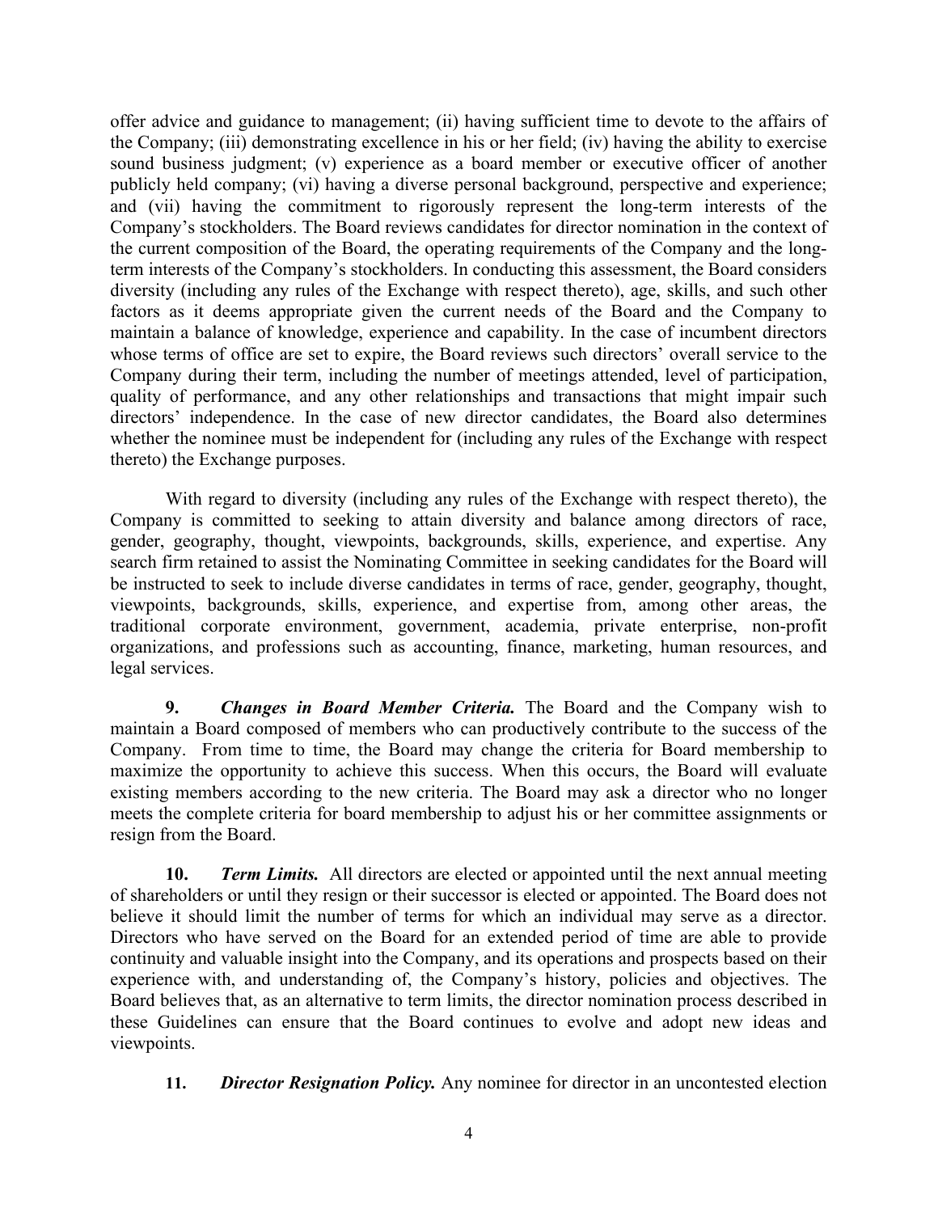offer advice and guidance to management; (ii) having sufficient time to devote to the affairs of the Company; (iii) demonstrating excellence in his or her field; (iv) having the ability to exercise sound business judgment; (v) experience as a board member or executive officer of another publicly held company; (vi) having a diverse personal background, perspective and experience; and (vii) having the commitment to rigorously represent the long-term interests of the Company's stockholders. The Board reviews candidates for director nomination in the context of the current composition of the Board, the operating requirements of the Company and the long-term interests of the Company's stockholders. In conducting this assessment, the Board considers diversity (including any rules of the Exchange with respect thereto), age, skills, and such other factors as it deems appropriate given the current needs of the Board and the Company to maintain a balance of knowledge, experience and capability. In the case of incumbent directors whose terms of office are set to expire, the Board reviews such directors' overall service to the Company during their term, including the number of meetings attended, level of participation, quality of performance, and any other relationships and transactions that might impair such directors' independence. In the case of new director candidates, the Board also determines whether the nominee must be independent for (including any rules of the Exchange with respect thereto) the Exchange purposes.

With regard to diversity (including any rules of the Exchange with respect thereto), the Company is committed to seeking to attain diversity and balance among directors of race, gender, geography, thought, viewpoints, backgrounds, skills, experience, and expertise. Any search firm retained to assist the Nominating Committee in seeking candidates for the Board will be instructed to seek to include diverse candidates in terms of race, gender, geography, thought, viewpoints, backgrounds, skills, experience, and expertise from, among other areas, the traditional corporate environment, government, academia, private enterprise, non-profit organizations, and professions such as accounting, finance, marketing, human resources, and legal services.

**9.** ***Changes in Board Member Criteria.*** The Board and the Company wish to maintain a Board composed of members who can productively contribute to the success of the Company. From time to time, the Board may change the criteria for Board membership to maximize the opportunity to achieve this success. When this occurs, the Board will evaluate existing members according to the new criteria. The Board may ask a director who no longer meets the complete criteria for board membership to adjust his or her committee assignments or resign from the Board.

**10.** ***Term Limits.*** All directors are elected or appointed until the next annual meeting of shareholders or until they resign or their successor is elected or appointed. The Board does not believe it should limit the number of terms for which an individual may serve as a director. Directors who have served on the Board for an extended period of time are able to provide continuity and valuable insight into the Company, and its operations and prospects based on their experience with, and understanding of, the Company's history, policies and objectives. The Board believes that, as an alternative to term limits, the director nomination process described in these Guidelines can ensure that the Board continues to evolve and adopt new ideas and viewpoints.

**11.** ***Director Resignation Policy.*** Any nominee for director in an uncontested election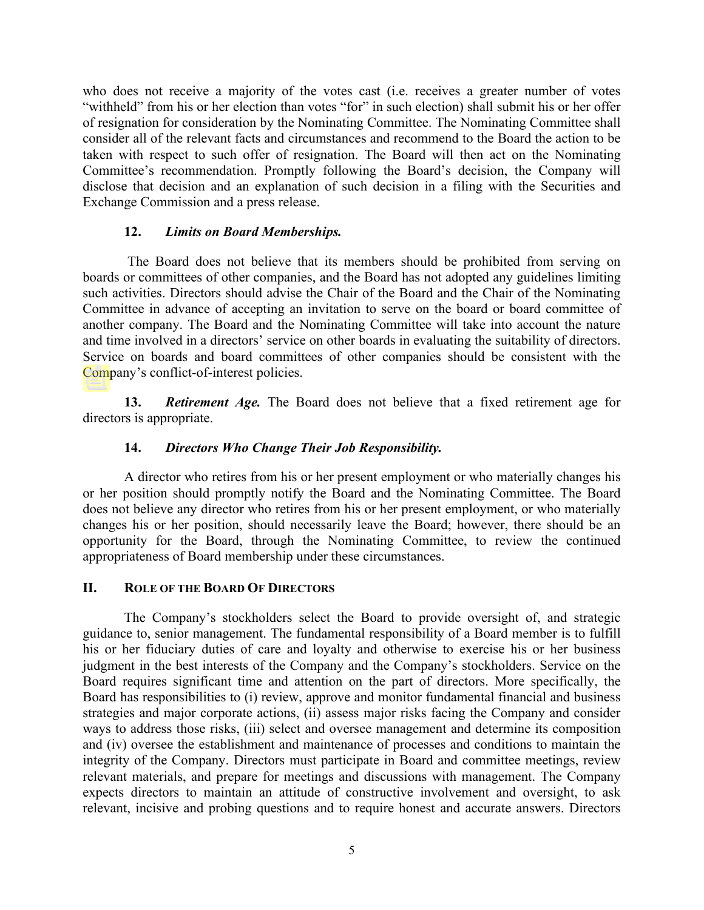who does not receive a majority of the votes cast (i.e. receives a greater number of votes "withheld" from his or her election than votes "for" in such election) shall submit his or her offer of resignation for consideration by the Nominating Committee. The Nominating Committee shall consider all of the relevant facts and circumstances and recommend to the Board the action to be taken with respect to such offer of resignation. The Board will then act on the Nominating Committee's recommendation. Promptly following the Board's decision, the Company will disclose that decision and an explanation of such decision in a filing with the Securities and Exchange Commission and a press release.

**12.** ***Limits on Board Memberships.***

The Board does not believe that its members should be prohibited from serving on boards or committees of other companies, and the Board has not adopted any guidelines limiting such activities. Directors should advise the Chair of the Board and the Chair of the Nominating Committee in advance of accepting an invitation to serve on the board or board committee of another company. The Board and the Nominating Committee will take into account the nature and time involved in a directors' service on other boards in evaluating the suitability of directors. Service on boards and board committees of other companies should be consistent with the Company's conflict-of-interest policies.

**13.** ***Retirement Age.*** The Board does not believe that a fixed retirement age for directors is appropriate.

**14.** ***Directors Who Change Their Job Responsibility.***

A director who retires from his or her present employment or who materially changes his or her position should promptly notify the Board and the Nominating Committee. The Board does not believe any director who retires from his or her present employment, or who materially changes his or her position, should necessarily leave the Board; however, there should be an opportunity for the Board, through the Nominating Committee, to review the continued appropriateness of Board membership under these circumstances.

## II. ROLE OF THE BOARD OF DIRECTORS

The Company's stockholders select the Board to provide oversight of, and strategic guidance to, senior management. The fundamental responsibility of a Board member is to fulfill his or her fiduciary duties of care and loyalty and otherwise to exercise his or her business judgment in the best interests of the Company and the Company's stockholders. Service on the Board requires significant time and attention on the part of directors. More specifically, the Board has responsibilities to (i) review, approve and monitor fundamental financial and business strategies and major corporate actions, (ii) assess major risks facing the Company and consider ways to address those risks, (iii) select and oversee management and determine its composition and (iv) oversee the establishment and maintenance of processes and conditions to maintain the integrity of the Company. Directors must participate in Board and committee meetings, review relevant materials, and prepare for meetings and discussions with management. The Company expects directors to maintain an attitude of constructive involvement and oversight, to ask relevant, incisive and probing questions and to require honest and accurate answers. Directors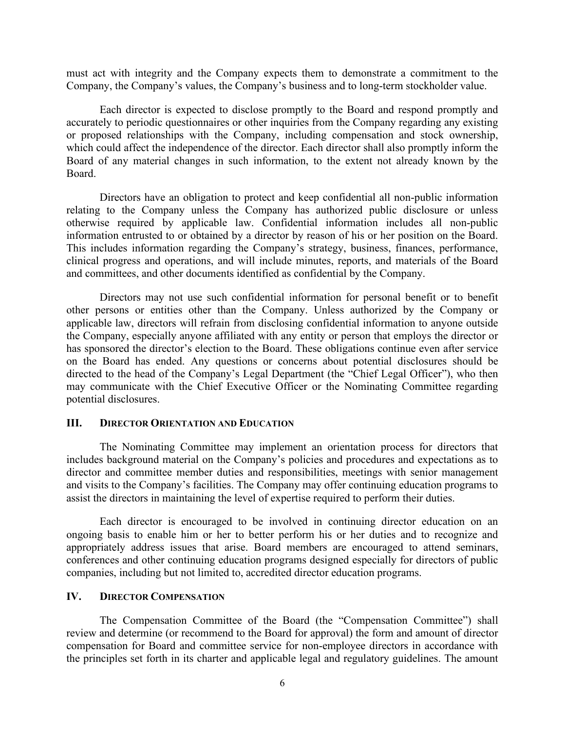must act with integrity and the Company expects them to demonstrate a commitment to the Company, the Company's values, the Company's business and to long-term stockholder value.

Each director is expected to disclose promptly to the Board and respond promptly and accurately to periodic questionnaires or other inquiries from the Company regarding any existing or proposed relationships with the Company, including compensation and stock ownership, which could affect the independence of the director. Each director shall also promptly inform the Board of any material changes in such information, to the extent not already known by the Board.

Directors have an obligation to protect and keep confidential all non-public information relating to the Company unless the Company has authorized public disclosure or unless otherwise required by applicable law. Confidential information includes all non-public information entrusted to or obtained by a director by reason of his or her position on the Board. This includes information regarding the Company's strategy, business, finances, performance, clinical progress and operations, and will include minutes, reports, and materials of the Board and committees, and other documents identified as confidential by the Company.

Directors may not use such confidential information for personal benefit or to benefit other persons or entities other than the Company. Unless authorized by the Company or applicable law, directors will refrain from disclosing confidential information to anyone outside the Company, especially anyone affiliated with any entity or person that employs the director or has sponsored the director's election to the Board. These obligations continue even after service on the Board has ended. Any questions or concerns about potential disclosures should be directed to the head of the Company's Legal Department (the "Chief Legal Officer"), who then may communicate with the Chief Executive Officer or the Nominating Committee regarding potential disclosures.

## III. Director Orientation and Education

The Nominating Committee may implement an orientation process for directors that includes background material on the Company's policies and procedures and expectations as to director and committee member duties and responsibilities, meetings with senior management and visits to the Company's facilities. The Company may offer continuing education programs to assist the directors in maintaining the level of expertise required to perform their duties.

Each director is encouraged to be involved in continuing director education on an ongoing basis to enable him or her to better perform his or her duties and to recognize and appropriately address issues that arise. Board members are encouraged to attend seminars, conferences and other continuing education programs designed especially for directors of public companies, including but not limited to, accredited director education programs.

## IV. Director Compensation

The Compensation Committee of the Board (the "Compensation Committee") shall review and determine (or recommend to the Board for approval) the form and amount of director compensation for Board and committee service for non-employee directors in accordance with the principles set forth in its charter and applicable legal and regulatory guidelines. The amount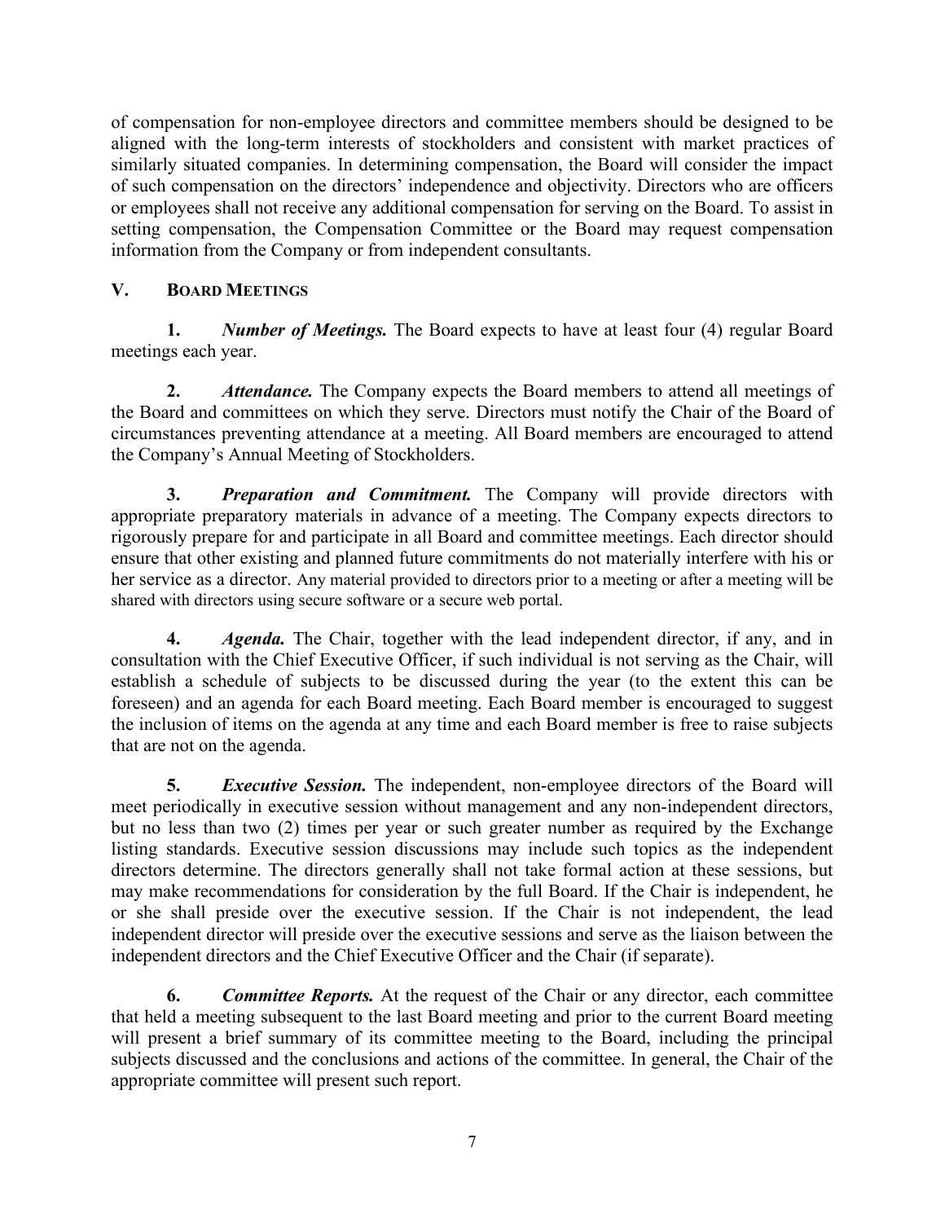of compensation for non-employee directors and committee members should be designed to be aligned with the long-term interests of stockholders and consistent with market practices of similarly situated companies. In determining compensation, the Board will consider the impact of such compensation on the directors' independence and objectivity. Directors who are officers or employees shall not receive any additional compensation for serving on the Board. To assist in setting compensation, the Compensation Committee or the Board may request compensation information from the Company or from independent consultants.

## V. BOARD MEETINGS

**1.** ***Number of Meetings.*** The Board expects to have at least four (4) regular Board meetings each year.

**2.** ***Attendance.*** The Company expects the Board members to attend all meetings of the Board and committees on which they serve. Directors must notify the Chair of the Board of circumstances preventing attendance at a meeting. All Board members are encouraged to attend the Company's Annual Meeting of Stockholders.

**3.** ***Preparation and Commitment.*** The Company will provide directors with appropriate preparatory materials in advance of a meeting. The Company expects directors to rigorously prepare for and participate in all Board and committee meetings. Each director should ensure that other existing and planned future commitments do not materially interfere with his or her service as a director. Any material provided to directors prior to a meeting or after a meeting will be shared with directors using secure software or a secure web portal.

**4.** ***Agenda.*** The Chair, together with the lead independent director, if any, and in consultation with the Chief Executive Officer, if such individual is not serving as the Chair, will establish a schedule of subjects to be discussed during the year (to the extent this can be foreseen) and an agenda for each Board meeting. Each Board member is encouraged to suggest the inclusion of items on the agenda at any time and each Board member is free to raise subjects that are not on the agenda.

**5.** ***Executive Session.*** The independent, non-employee directors of the Board will meet periodically in executive session without management and any non-independent directors, but no less than two (2) times per year or such greater number as required by the Exchange listing standards. Executive session discussions may include such topics as the independent directors determine. The directors generally shall not take formal action at these sessions, but may make recommendations for consideration by the full Board. If the Chair is independent, he or she shall preside over the executive session. If the Chair is not independent, the lead independent director will preside over the executive sessions and serve as the liaison between the independent directors and the Chief Executive Officer and the Chair (if separate).

**6.** ***Committee Reports.*** At the request of the Chair or any director, each committee that held a meeting subsequent to the last Board meeting and prior to the current Board meeting will present a brief summary of its committee meeting to the Board, including the principal subjects discussed and the conclusions and actions of the committee. In general, the Chair of the appropriate committee will present such report.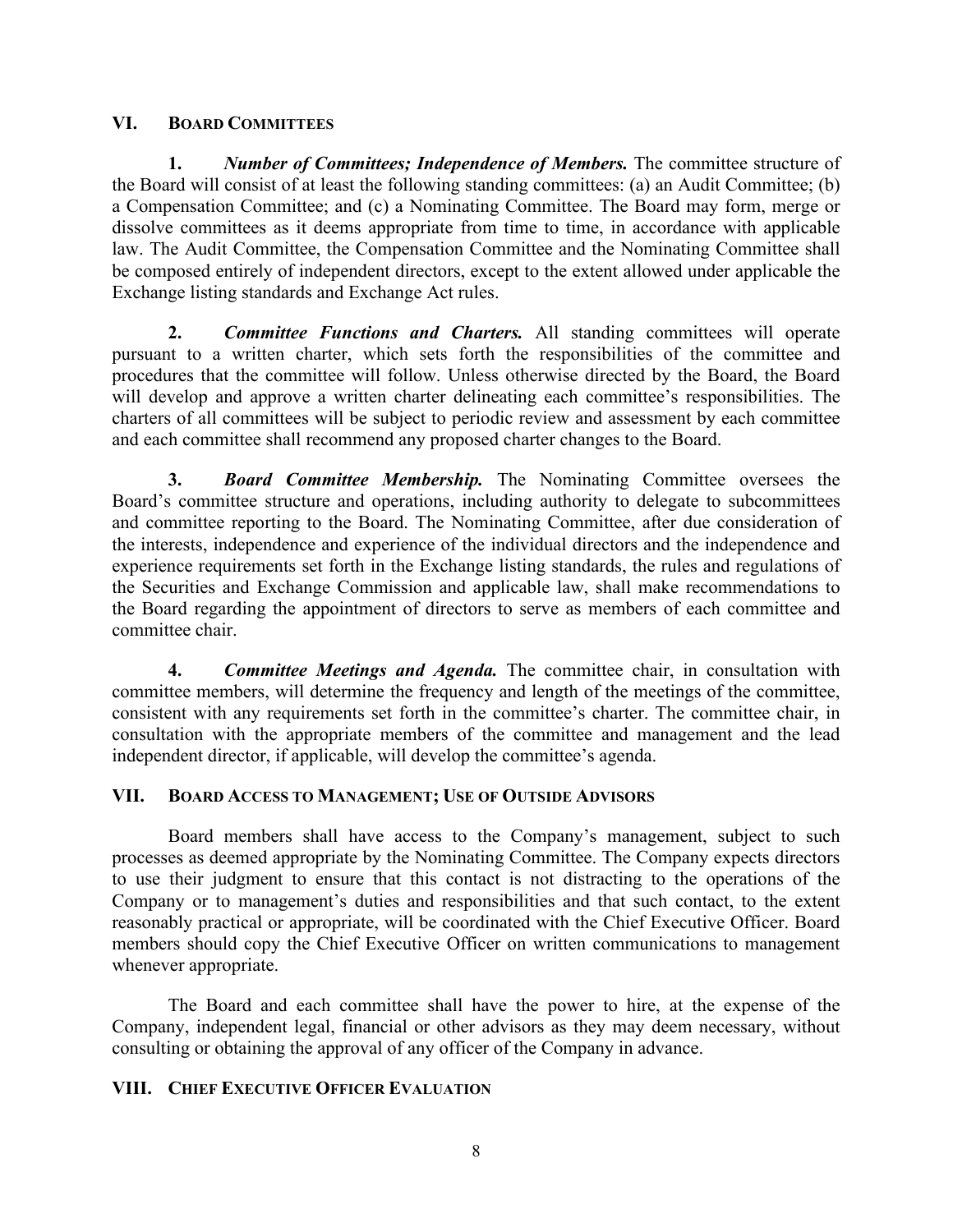## VI. BOARD COMMITTEES

**1.** ***Number of Committees; Independence of Members.*** The committee structure of the Board will consist of at least the following standing committees: (a) an Audit Committee; (b) a Compensation Committee; and (c) a Nominating Committee. The Board may form, merge or dissolve committees as it deems appropriate from time to time, in accordance with applicable law. The Audit Committee, the Compensation Committee and the Nominating Committee shall be composed entirely of independent directors, except to the extent allowed under applicable the Exchange listing standards and Exchange Act rules.

**2.** ***Committee Functions and Charters.*** All standing committees will operate pursuant to a written charter, which sets forth the responsibilities of the committee and procedures that the committee will follow. Unless otherwise directed by the Board, the Board will develop and approve a written charter delineating each committee's responsibilities. The charters of all committees will be subject to periodic review and assessment by each committee and each committee shall recommend any proposed charter changes to the Board.

**3.** ***Board Committee Membership.*** The Nominating Committee oversees the Board's committee structure and operations, including authority to delegate to subcommittees and committee reporting to the Board. The Nominating Committee, after due consideration of the interests, independence and experience of the individual directors and the independence and experience requirements set forth in the Exchange listing standards, the rules and regulations of the Securities and Exchange Commission and applicable law, shall make recommendations to the Board regarding the appointment of directors to serve as members of each committee and committee chair.

**4.** ***Committee Meetings and Agenda.*** The committee chair, in consultation with committee members, will determine the frequency and length of the meetings of the committee, consistent with any requirements set forth in the committee's charter. The committee chair, in consultation with the appropriate members of the committee and management and the lead independent director, if applicable, will develop the committee's agenda.

## VII. BOARD ACCESS TO MANAGEMENT; USE OF OUTSIDE ADVISORS

Board members shall have access to the Company's management, subject to such processes as deemed appropriate by the Nominating Committee. The Company expects directors to use their judgment to ensure that this contact is not distracting to the operations of the Company or to management's duties and responsibilities and that such contact, to the extent reasonably practical or appropriate, will be coordinated with the Chief Executive Officer. Board members should copy the Chief Executive Officer on written communications to management whenever appropriate.

The Board and each committee shall have the power to hire, at the expense of the Company, independent legal, financial or other advisors as they may deem necessary, without consulting or obtaining the approval of any officer of the Company in advance.

## VIII. CHIEF EXECUTIVE OFFICER EVALUATION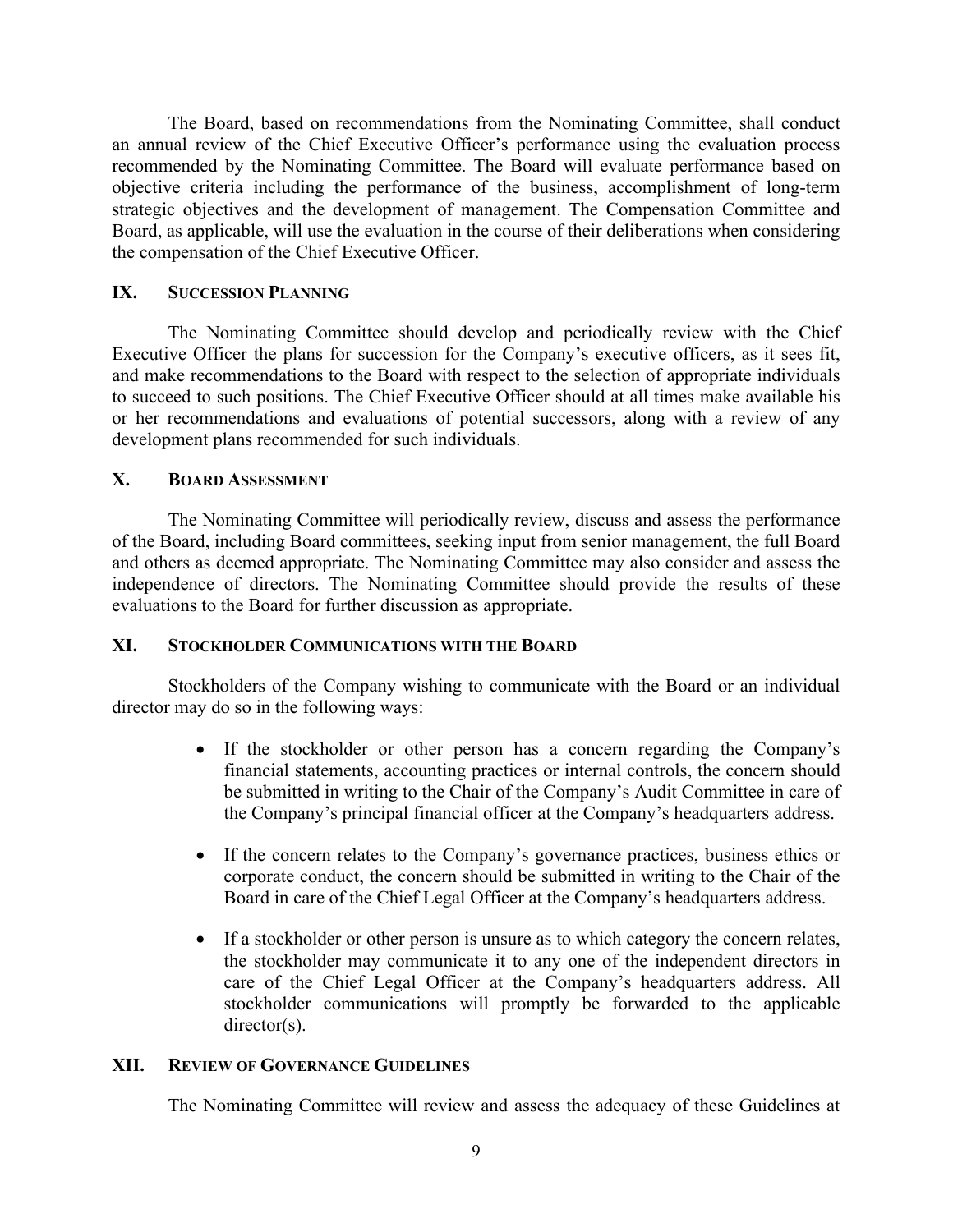The Board, based on recommendations from the Nominating Committee, shall conduct an annual review of the Chief Executive Officer's performance using the evaluation process recommended by the Nominating Committee. The Board will evaluate performance based on objective criteria including the performance of the business, accomplishment of long-term strategic objectives and the development of management. The Compensation Committee and Board, as applicable, will use the evaluation in the course of their deliberations when considering the compensation of the Chief Executive Officer.

## IX. Succession Planning

The Nominating Committee should develop and periodically review with the Chief Executive Officer the plans for succession for the Company's executive officers, as it sees fit, and make recommendations to the Board with respect to the selection of appropriate individuals to succeed to such positions. The Chief Executive Officer should at all times make available his or her recommendations and evaluations of potential successors, along with a review of any development plans recommended for such individuals.

## X. Board Assessment

The Nominating Committee will periodically review, discuss and assess the performance of the Board, including Board committees, seeking input from senior management, the full Board and others as deemed appropriate. The Nominating Committee may also consider and assess the independence of directors. The Nominating Committee should provide the results of these evaluations to the Board for further discussion as appropriate.

## XI. Stockholder Communications with the Board

Stockholders of the Company wishing to communicate with the Board or an individual director may do so in the following ways:

- If the stockholder or other person has a concern regarding the Company's financial statements, accounting practices or internal controls, the concern should be submitted in writing to the Chair of the Company's Audit Committee in care of the Company's principal financial officer at the Company's headquarters address.
- If the concern relates to the Company's governance practices, business ethics or corporate conduct, the concern should be submitted in writing to the Chair of the Board in care of the Chief Legal Officer at the Company's headquarters address.
- If a stockholder or other person is unsure as to which category the concern relates, the stockholder may communicate it to any one of the independent directors in care of the Chief Legal Officer at the Company's headquarters address. All stockholder communications will promptly be forwarded to the applicable director(s).

## XII. Review of Governance Guidelines

The Nominating Committee will review and assess the adequacy of these Guidelines at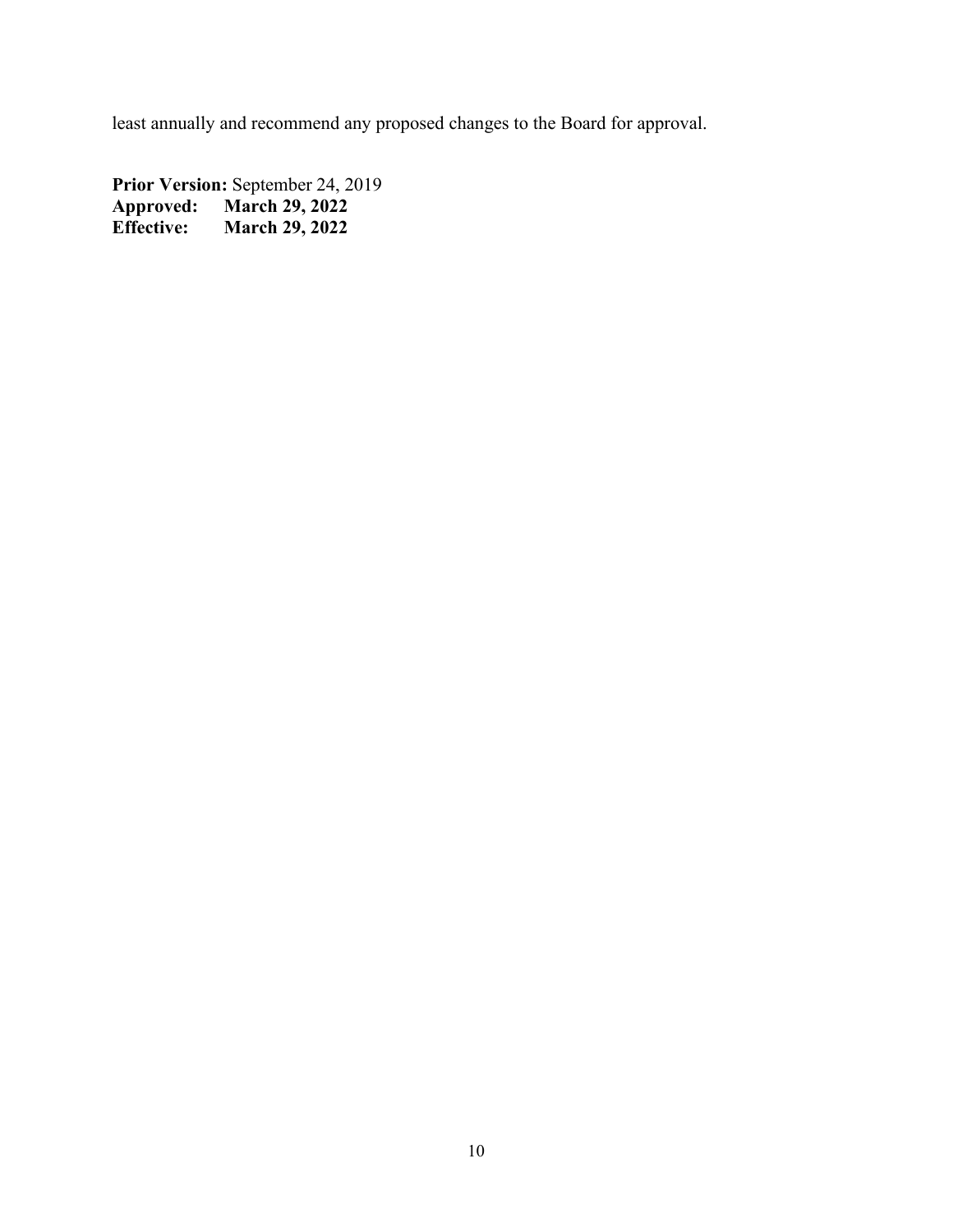least annually and recommend any proposed changes to the Board for approval.

**Prior Version:** September 24, 2019
**Approved:** **March 29, 2022**
**Effective:** **March 29, 2022**